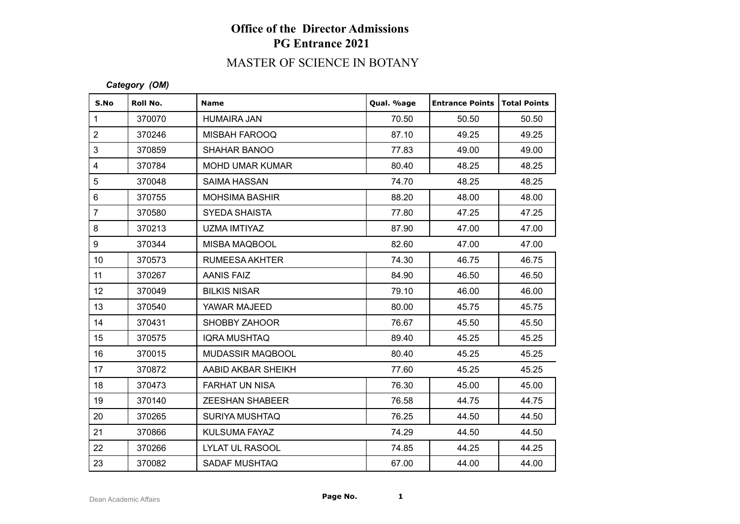# Office of the Director Admissions
## PG Entrance 2021

## MASTER OF SCIENCE IN BOTANY

***Category (OM)***

| S.No | Roll No. | Name | Qual. %age | Entrance Points | Total Points |
|---|---|---|---|---|---|
| 1 | 370070 | HUMAIRA JAN | 70.50 | 50.50 | 50.50 |
| 2 | 370246 | MISBAH FAROOQ | 87.10 | 49.25 | 49.25 |
| 3 | 370859 | SHAHAR BANOO | 77.83 | 49.00 | 49.00 |
| 4 | 370784 | MOHD UMAR KUMAR | 80.40 | 48.25 | 48.25 |
| 5 | 370048 | SAIMA HASSAN | 74.70 | 48.25 | 48.25 |
| 6 | 370755 | MOHSIMA BASHIR | 88.20 | 48.00 | 48.00 |
| 7 | 370580 | SYEDA SHAISTA | 77.80 | 47.25 | 47.25 |
| 8 | 370213 | UZMA IMTIYAZ | 87.90 | 47.00 | 47.00 |
| 9 | 370344 | MISBA MAQBOOL | 82.60 | 47.00 | 47.00 |
| 10 | 370573 | RUMEESA AKHTER | 74.30 | 46.75 | 46.75 |
| 11 | 370267 | AANIS FAIZ | 84.90 | 46.50 | 46.50 |
| 12 | 370049 | BILKIS NISAR | 79.10 | 46.00 | 46.00 |
| 13 | 370540 | YAWAR MAJEED | 80.00 | 45.75 | 45.75 |
| 14 | 370431 | SHOBBY ZAHOOR | 76.67 | 45.50 | 45.50 |
| 15 | 370575 | IQRA MUSHTAQ | 89.40 | 45.25 | 45.25 |
| 16 | 370015 | MUDASSIR MAQBOOL | 80.40 | 45.25 | 45.25 |
| 17 | 370872 | AABID AKBAR SHEIKH | 77.60 | 45.25 | 45.25 |
| 18 | 370473 | FARHAT UN NISA | 76.30 | 45.00 | 45.00 |
| 19 | 370140 | ZEESHAN SHABEER | 76.58 | 44.75 | 44.75 |
| 20 | 370265 | SURIYA MUSHTAQ | 76.25 | 44.50 | 44.50 |
| 21 | 370866 | KULSUMA FAYAZ | 74.29 | 44.50 | 44.50 |
| 22 | 370266 | LYLAT UL RASOOL | 74.85 | 44.25 | 44.25 |
| 23 | 370082 | SADAF MUSHTAQ | 67.00 | 44.00 | 44.00 |

Dean Academic Affairs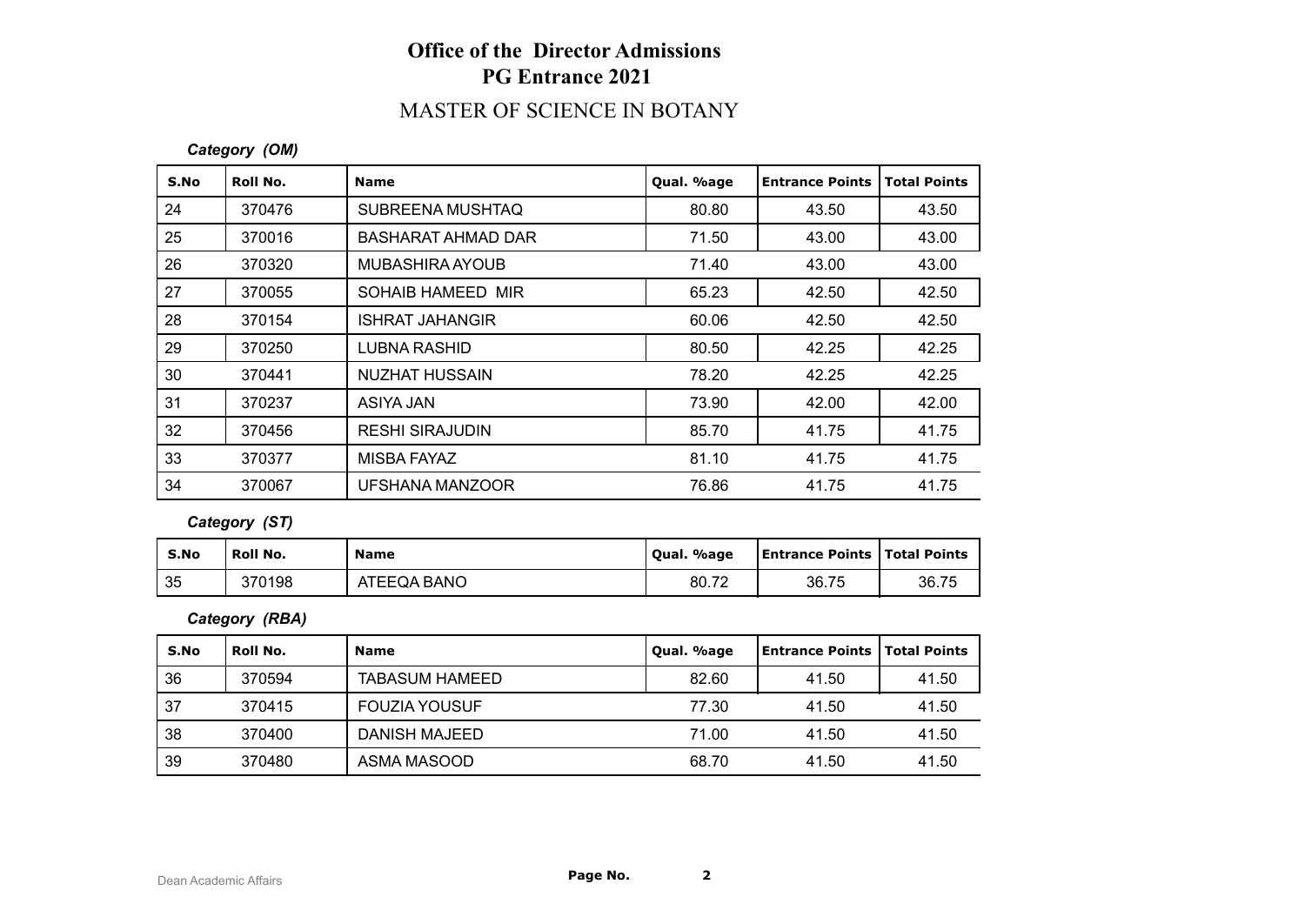# Office of the Director Admissions
## PG Entrance 2021

## MASTER OF SCIENCE IN BOTANY

*Category (OM)*

| S.No | Roll No. | Name | Qual. %age | Entrance Points | Total Points |
|---|---|---|---|---|---|
| 24 | 370476 | SUBREENA MUSHTAQ | 80.80 | 43.50 | 43.50 |
| 25 | 370016 | BASHARAT AHMAD DAR | 71.50 | 43.00 | 43.00 |
| 26 | 370320 | MUBASHIRA AYOUB | 71.40 | 43.00 | 43.00 |
| 27 | 370055 | SOHAIB HAMEED MIR | 65.23 | 42.50 | 42.50 |
| 28 | 370154 | ISHRAT JAHANGIR | 60.06 | 42.50 | 42.50 |
| 29 | 370250 | LUBNA RASHID | 80.50 | 42.25 | 42.25 |
| 30 | 370441 | NUZHAT HUSSAIN | 78.20 | 42.25 | 42.25 |
| 31 | 370237 | ASIYA JAN | 73.90 | 42.00 | 42.00 |
| 32 | 370456 | RESHI SIRAJUDIN | 85.70 | 41.75 | 41.75 |
| 33 | 370377 | MISBA FAYAZ | 81.10 | 41.75 | 41.75 |
| 34 | 370067 | UFSHANA MANZOOR | 76.86 | 41.75 | 41.75 |

*Category (ST)*

| S.No | Roll No. | Name | Qual. %age | Entrance Points | Total Points |
|---|---|---|---|---|---|
| 35 | 370198 | ATEEQA BANO | 80.72 | 36.75 | 36.75 |

*Category (RBA)*

| S.No | Roll No. | Name | Qual. %age | Entrance Points | Total Points |
|---|---|---|---|---|---|
| 36 | 370594 | TABASUM HAMEED | 82.60 | 41.50 | 41.50 |
| 37 | 370415 | FOUZIA YOUSUF | 77.30 | 41.50 | 41.50 |
| 38 | 370400 | DANISH MAJEED | 71.00 | 41.50 | 41.50 |
| 39 | 370480 | ASMA MASOOD | 68.70 | 41.50 | 41.50 |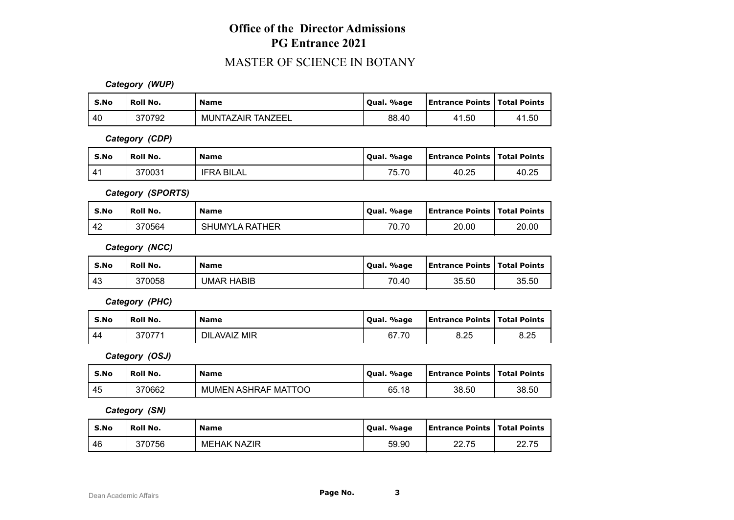# Office of the Director Admissions
## PG Entrance 2021

## MASTER OF SCIENCE IN BOTANY

***Category (WUP)***

| S.No | Roll No. | Name | Qual. %age | Entrance Points | Total Points |
|---|---|---|---|---|---|
| 40 | 370792 | MUNTAZAIR TANZEEL | 88.40 | 41.50 | 41.50 |

***Category (CDP)***

| S.No | Roll No. | Name | Qual. %age | Entrance Points | Total Points |
|---|---|---|---|---|---|
| 41 | 370031 | IFRA BILAL | 75.70 | 40.25 | 40.25 |

***Category (SPORTS)***

| S.No | Roll No. | Name | Qual. %age | Entrance Points | Total Points |
|---|---|---|---|---|---|
| 42 | 370564 | SHUMYLA RATHER | 70.70 | 20.00 | 20.00 |

***Category (NCC)***

| S.No | Roll No. | Name | Qual. %age | Entrance Points | Total Points |
|---|---|---|---|---|---|
| 43 | 370058 | UMAR HABIB | 70.40 | 35.50 | 35.50 |

***Category (PHC)***

| S.No | Roll No. | Name | Qual. %age | Entrance Points | Total Points |
|---|---|---|---|---|---|
| 44 | 370771 | DILAVAIZ MIR | 67.70 | 8.25 | 8.25 |

***Category (OSJ)***

| S.No | Roll No. | Name | Qual. %age | Entrance Points | Total Points |
|---|---|---|---|---|---|
| 45 | 370662 | MUMEN ASHRAF MATTOO | 65.18 | 38.50 | 38.50 |

***Category (SN)***

| S.No | Roll No. | Name | Qual. %age | Entrance Points | Total Points |
|---|---|---|---|---|---|
| 46 | 370756 | MEHAK NAZIR | 59.90 | 22.75 | 22.75 |

Dean Academic Affairs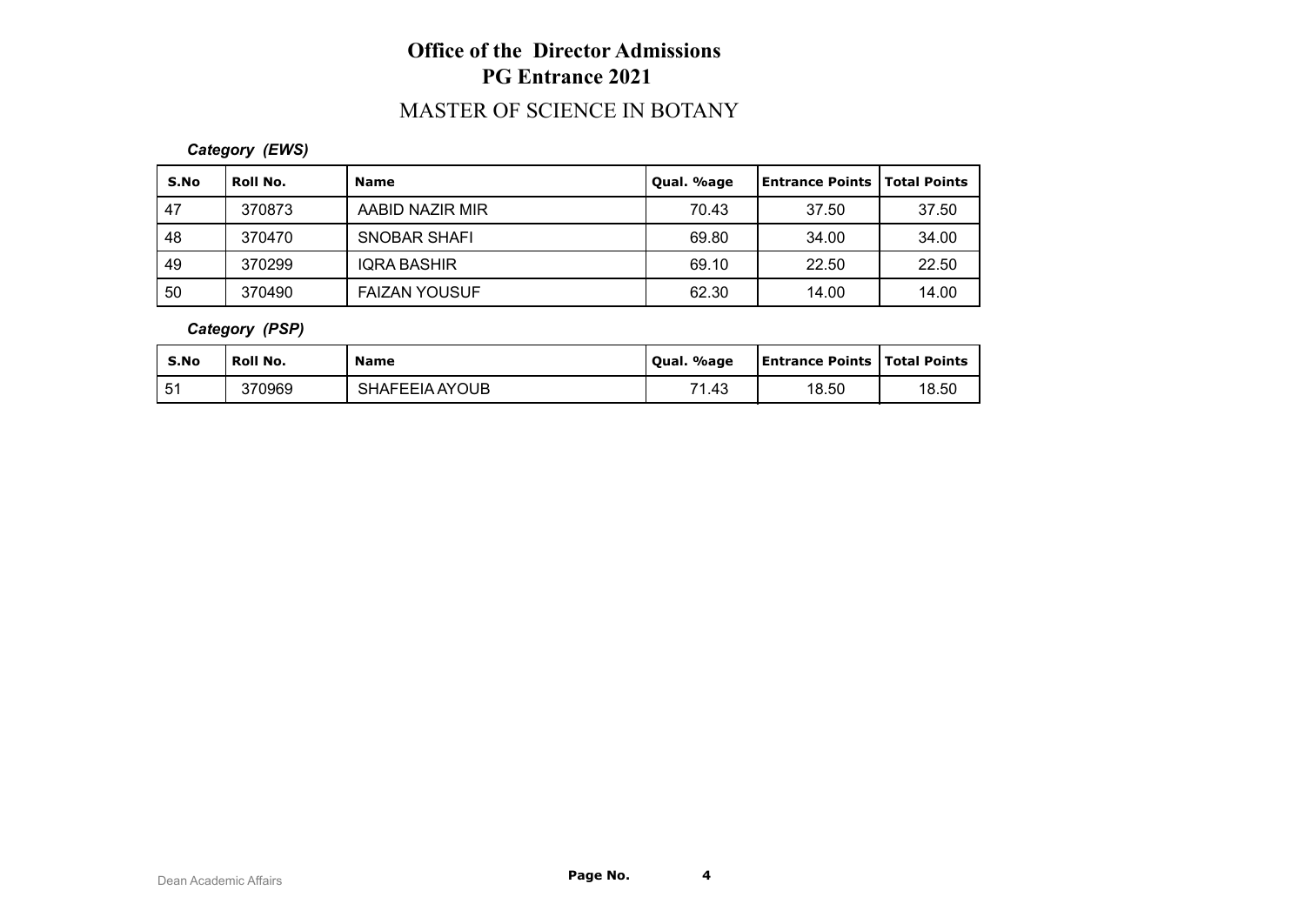# Office of the Director Admissions
# PG Entrance 2021

## MASTER OF SCIENCE IN BOTANY

*Category (EWS)*

| S.No | Roll No. | Name | Qual. %age | Entrance Points | Total Points |
|---|---|---|---|---|---|
| 47 | 370873 | AABID NAZIR MIR | 70.43 | 37.50 | 37.50 |
| 48 | 370470 | SNOBAR SHAFI | 69.80 | 34.00 | 34.00 |
| 49 | 370299 | IQRA BASHIR | 69.10 | 22.50 | 22.50 |
| 50 | 370490 | FAIZAN YOUSUF | 62.30 | 14.00 | 14.00 |

*Category (PSP)*

| S.No | Roll No. | Name | Qual. %age | Entrance Points | Total Points |
|---|---|---|---|---|---|
| 51 | 370969 | SHAFEEIA AYOUB | 71.43 | 18.50 | 18.50 |

Dean Academic Affairs